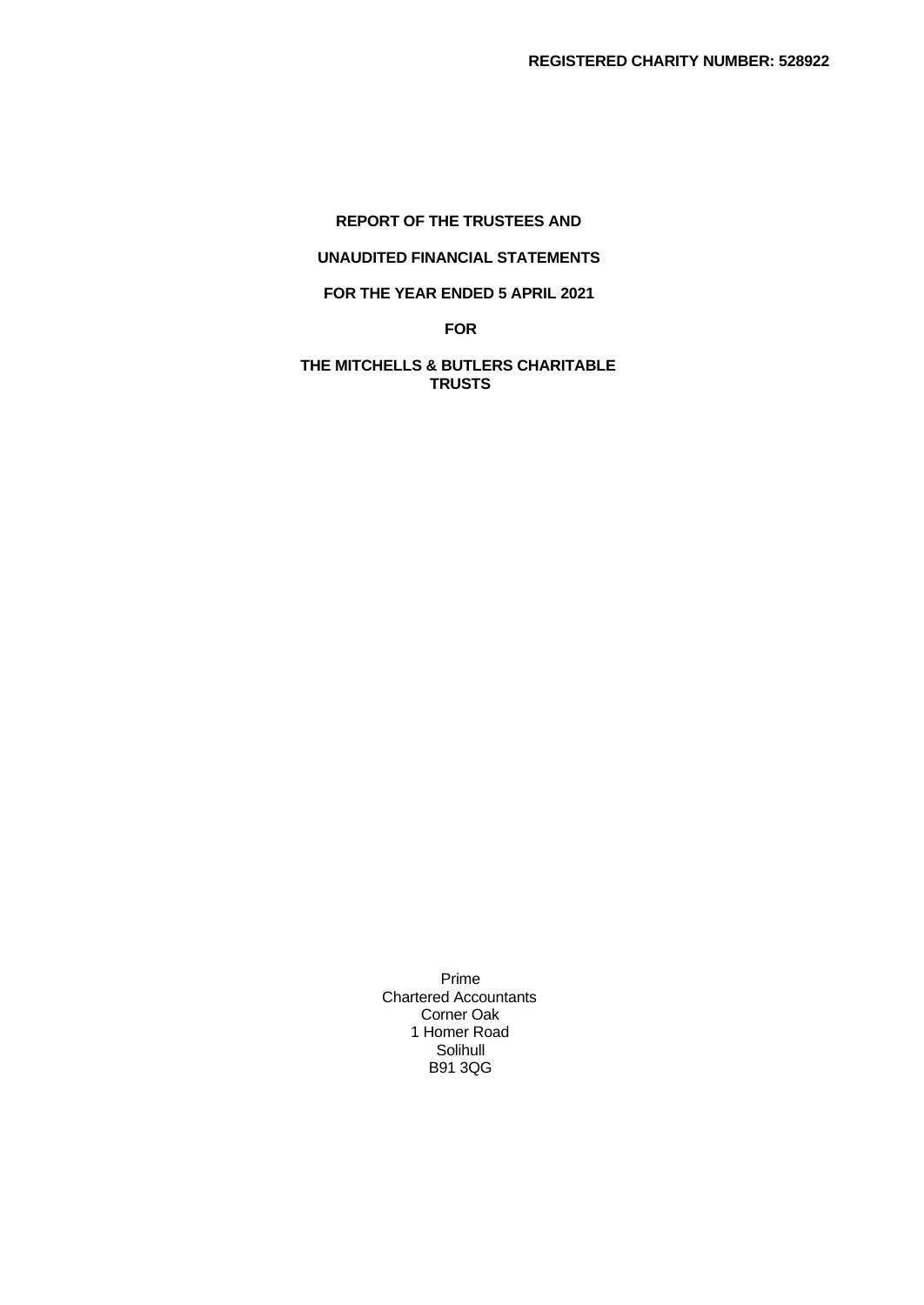**REGISTERED CHARITY NUMBER: 528922**

# REPORT OF THE TRUSTEES AND

# UNAUDITED FINANCIAL STATEMENTS

# FOR THE YEAR ENDED 5 APRIL 2021

# FOR

# THE MITCHELLS & BUTLERS CHARITABLE TRUSTS

Prime
Chartered Accountants
Corner Oak
1 Homer Road
Solihull
B91 3QG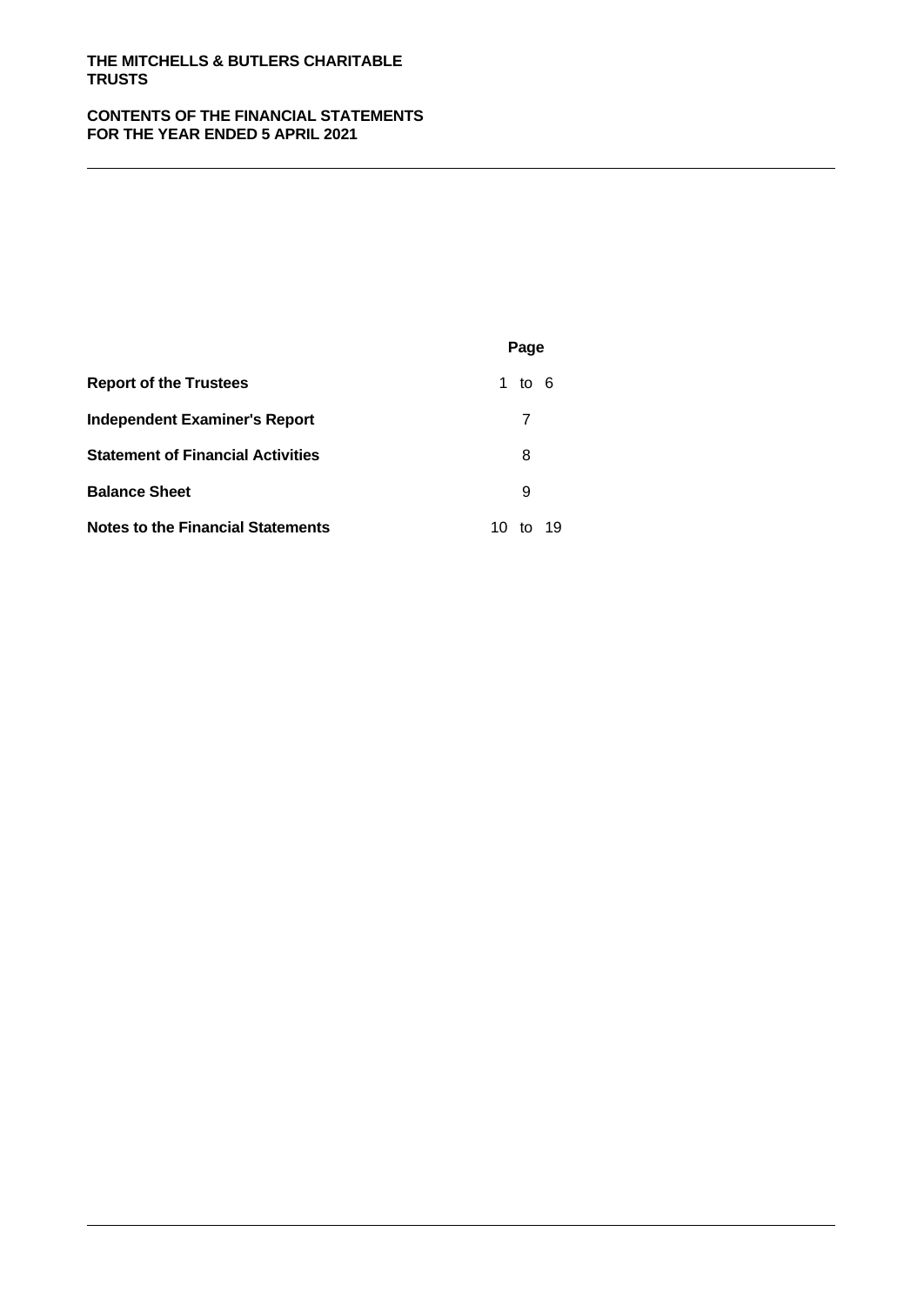**THE MITCHELLS & BUTLERS CHARITABLE TRUSTS**

**CONTENTS OF THE FINANCIAL STATEMENTS FOR THE YEAR ENDED 5 APRIL 2021**

| | Page |
|---|---|
| **Report of the Trustees** | 1 to 6 |
| **Independent Examiner's Report** | 7 |
| **Statement of Financial Activities** | 8 |
| **Balance Sheet** | 9 |
| **Notes to the Financial Statements** | 10 to 19 |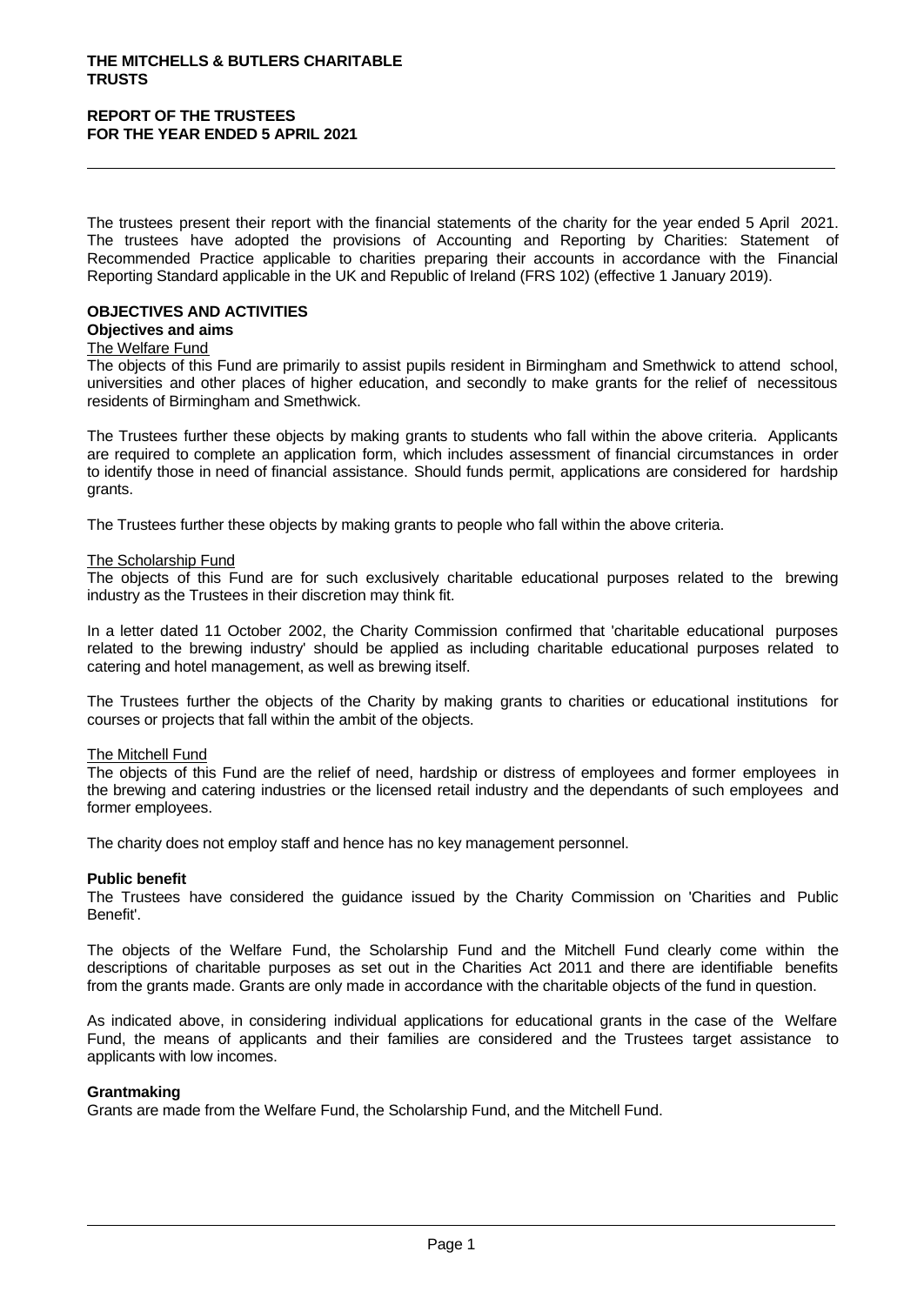The trustees present their report with the financial statements of the charity for the year ended 5 April 2021. The trustees have adopted the provisions of Accounting and Reporting by Charities: Statement of Recommended Practice applicable to charities preparing their accounts in accordance with the Financial Reporting Standard applicable in the UK and Republic of Ireland (FRS 102) (effective 1 January 2019).

## OBJECTIVES AND ACTIVITIES

### Objectives and aims

<u>The Welfare Fund</u>

The objects of this Fund are primarily to assist pupils resident in Birmingham and Smethwick to attend school, universities and other places of higher education, and secondly to make grants for the relief of necessitous residents of Birmingham and Smethwick.

The Trustees further these objects by making grants to students who fall within the above criteria. Applicants are required to complete an application form, which includes assessment of financial circumstances in order to identify those in need of financial assistance. Should funds permit, applications are considered for hardship grants.

The Trustees further these objects by making grants to people who fall within the above criteria.

<u>The Scholarship Fund</u>

The objects of this Fund are for such exclusively charitable educational purposes related to the brewing industry as the Trustees in their discretion may think fit.

In a letter dated 11 October 2002, the Charity Commission confirmed that 'charitable educational purposes related to the brewing industry' should be applied as including charitable educational purposes related to catering and hotel management, as well as brewing itself.

The Trustees further the objects of the Charity by making grants to charities or educational institutions for courses or projects that fall within the ambit of the objects.

<u>The Mitchell Fund</u>

The objects of this Fund are the relief of need, hardship or distress of employees and former employees in the brewing and catering industries or the licensed retail industry and the dependants of such employees and former employees.

The charity does not employ staff and hence has no key management personnel.

### Public benefit

The Trustees have considered the guidance issued by the Charity Commission on 'Charities and Public Benefit'.

The objects of the Welfare Fund, the Scholarship Fund and the Mitchell Fund clearly come within the descriptions of charitable purposes as set out in the Charities Act 2011 and there are identifiable benefits from the grants made. Grants are only made in accordance with the charitable objects of the fund in question.

As indicated above, in considering individual applications for educational grants in the case of the Welfare Fund, the means of applicants and their families are considered and the Trustees target assistance to applicants with low incomes.

### Grantmaking

Grants are made from the Welfare Fund, the Scholarship Fund, and the Mitchell Fund.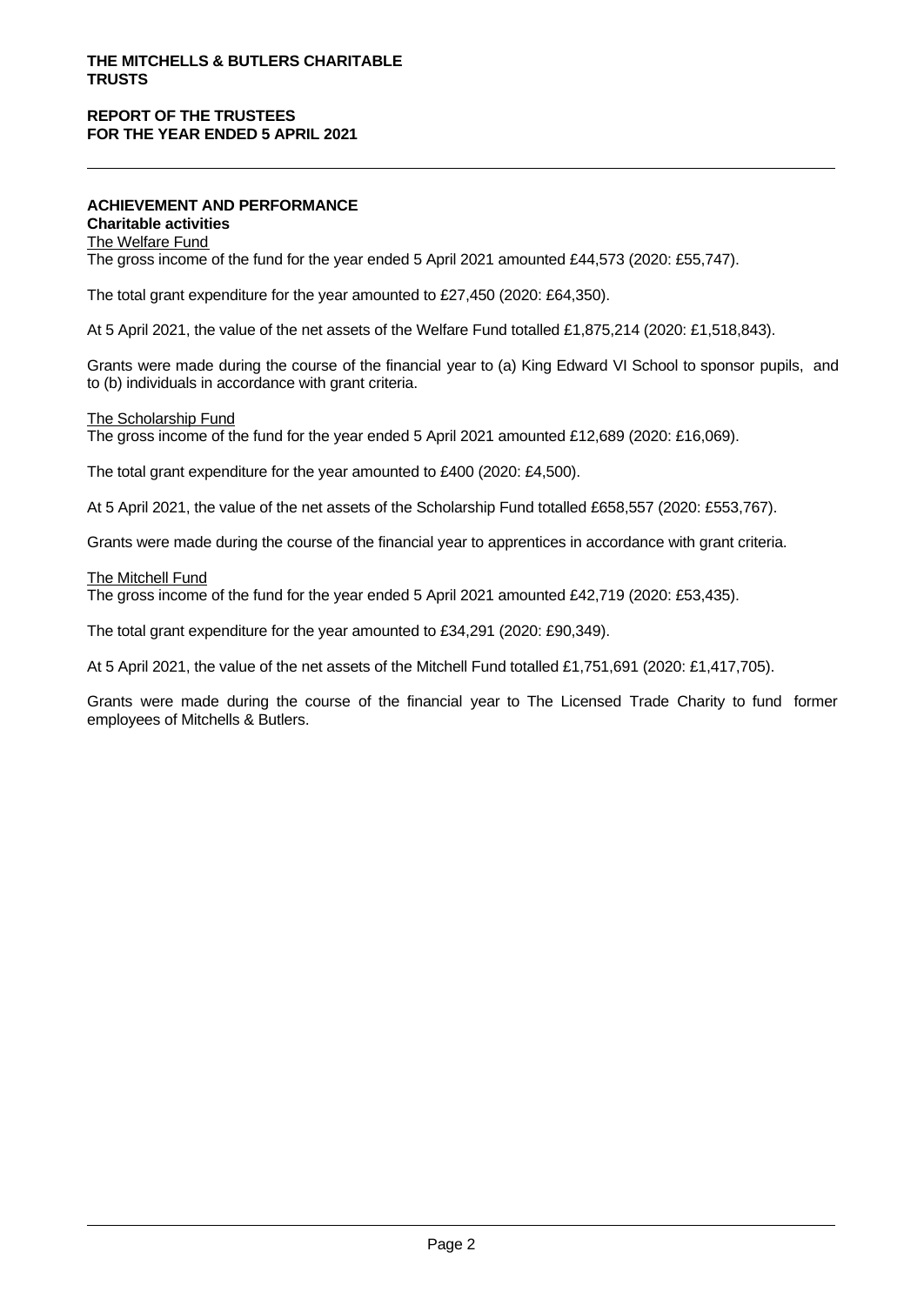## ACHIEVEMENT AND PERFORMANCE

### Charitable activities

The Welfare Fund

The gross income of the fund for the year ended 5 April 2021 amounted £44,573 (2020: £55,747).

The total grant expenditure for the year amounted to £27,450 (2020: £64,350).

At 5 April 2021, the value of the net assets of the Welfare Fund totalled £1,875,214 (2020: £1,518,843).

Grants were made during the course of the financial year to (a) King Edward VI School to sponsor pupils, and to (b) individuals in accordance with grant criteria.

The Scholarship Fund

The gross income of the fund for the year ended 5 April 2021 amounted £12,689 (2020: £16,069).

The total grant expenditure for the year amounted to £400 (2020: £4,500).

At 5 April 2021, the value of the net assets of the Scholarship Fund totalled £658,557 (2020: £553,767).

Grants were made during the course of the financial year to apprentices in accordance with grant criteria.

The Mitchell Fund

The gross income of the fund for the year ended 5 April 2021 amounted £42,719 (2020: £53,435).

The total grant expenditure for the year amounted to £34,291 (2020: £90,349).

At 5 April 2021, the value of the net assets of the Mitchell Fund totalled £1,751,691 (2020: £1,417,705).

Grants were made during the course of the financial year to The Licensed Trade Charity to fund former employees of Mitchells & Butlers.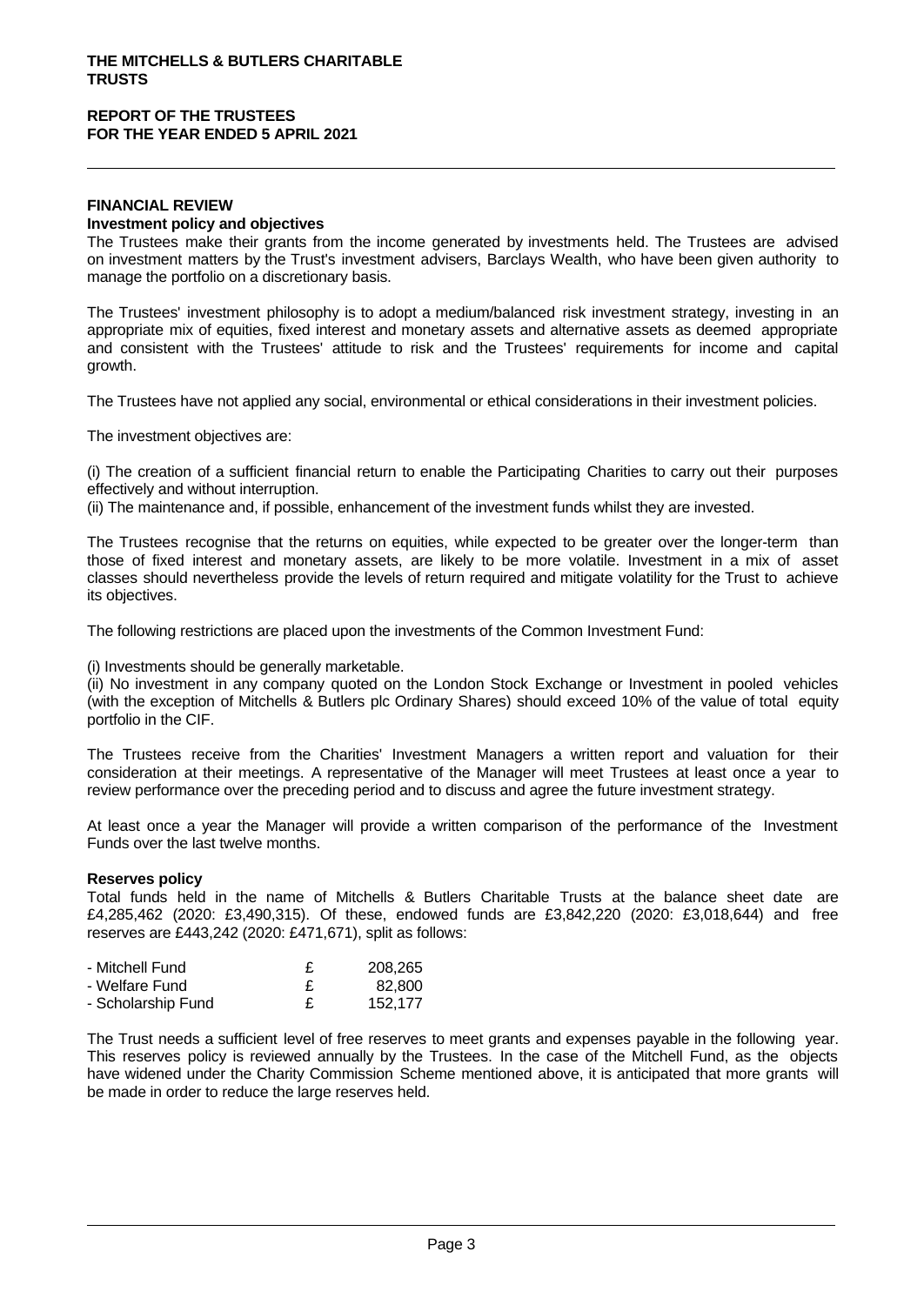**THE MITCHELLS & BUTLERS CHARITABLE TRUSTS**

**REPORT OF THE TRUSTEES**
**FOR THE YEAR ENDED 5 APRIL 2021**

## FINANCIAL REVIEW

### Investment policy and objectives

The Trustees make their grants from the income generated by investments held. The Trustees are advised on investment matters by the Trust's investment advisers, Barclays Wealth, who have been given authority to manage the portfolio on a discretionary basis.

The Trustees' investment philosophy is to adopt a medium/balanced risk investment strategy, investing in an appropriate mix of equities, fixed interest and monetary assets and alternative assets as deemed appropriate and consistent with the Trustees' attitude to risk and the Trustees' requirements for income and capital growth.

The Trustees have not applied any social, environmental or ethical considerations in their investment policies.

The investment objectives are:

(i) The creation of a sufficient financial return to enable the Participating Charities to carry out their purposes effectively and without interruption.
(ii) The maintenance and, if possible, enhancement of the investment funds whilst they are invested.

The Trustees recognise that the returns on equities, while expected to be greater over the longer-term than those of fixed interest and monetary assets, are likely to be more volatile. Investment in a mix of asset classes should nevertheless provide the levels of return required and mitigate volatility for the Trust to achieve its objectives.

The following restrictions are placed upon the investments of the Common Investment Fund:

(i) Investments should be generally marketable.
(ii) No investment in any company quoted on the London Stock Exchange or Investment in pooled vehicles (with the exception of Mitchells & Butlers plc Ordinary Shares) should exceed 10% of the value of total equity portfolio in the CIF.

The Trustees receive from the Charities' Investment Managers a written report and valuation for their consideration at their meetings. A representative of the Manager will meet Trustees at least once a year to review performance over the preceding period and to discuss and agree the future investment strategy.

At least once a year the Manager will provide a written comparison of the performance of the Investment Funds over the last twelve months.

### Reserves policy

Total funds held in the name of Mitchells & Butlers Charitable Trusts at the balance sheet date are £4,285,462 (2020: £3,490,315). Of these, endowed funds are £3,842,220 (2020: £3,018,644) and free reserves are £443,242 (2020: £471,671), split as follows:

| | | |
|---|---|---|
| - Mitchell Fund | £ | 208,265 |
| - Welfare Fund | £ | 82,800 |
| - Scholarship Fund | £ | 152,177 |

The Trust needs a sufficient level of free reserves to meet grants and expenses payable in the following year. This reserves policy is reviewed annually by the Trustees. In the case of the Mitchell Fund, as the objects have widened under the Charity Commission Scheme mentioned above, it is anticipated that more grants will be made in order to reduce the large reserves held.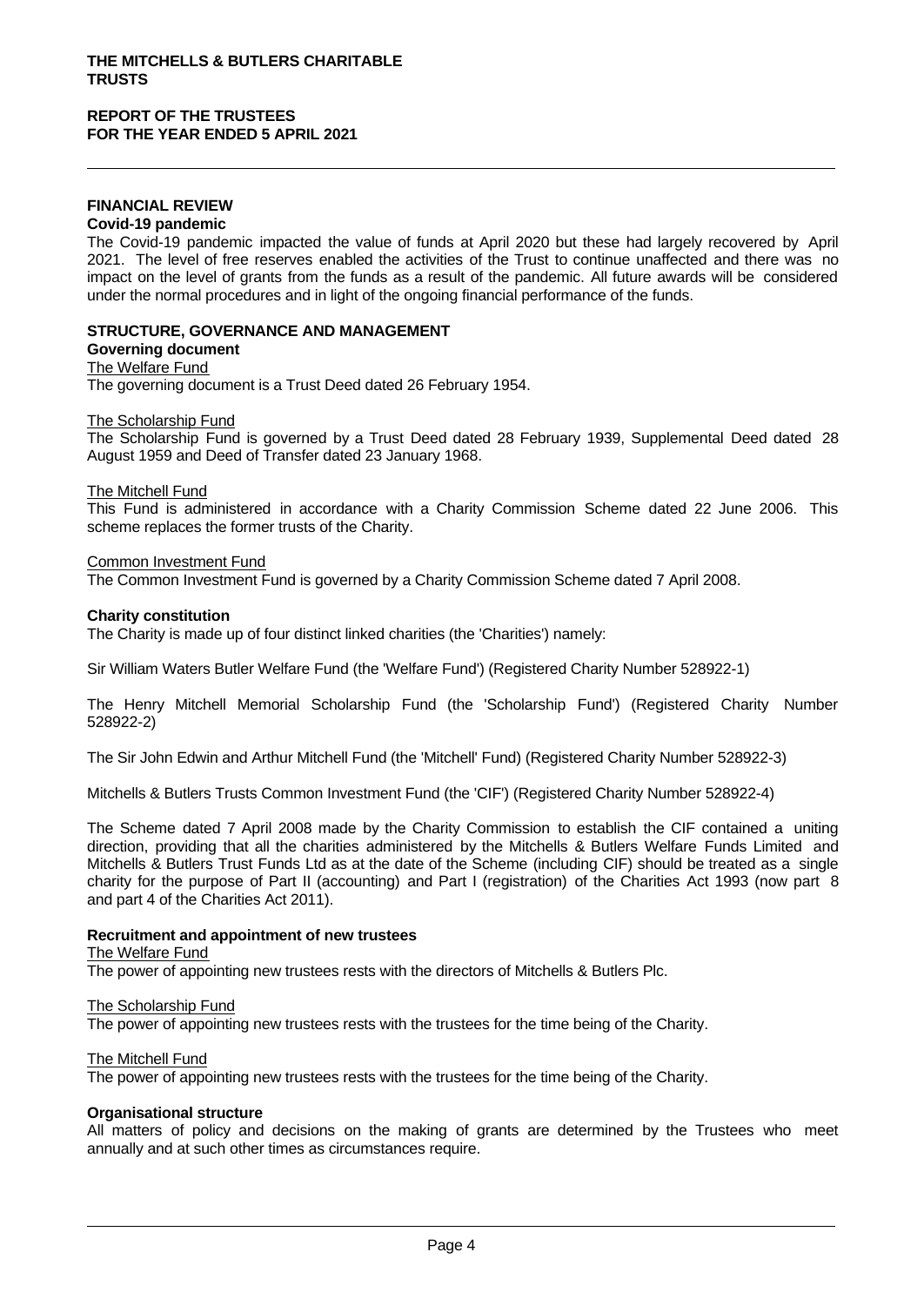## FINANCIAL REVIEW

**Covid-19 pandemic**

The Covid-19 pandemic impacted the value of funds at April 2020 but these had largely recovered by April 2021. The level of free reserves enabled the activities of the Trust to continue unaffected and there was no impact on the level of grants from the funds as a result of the pandemic. All future awards will be considered under the normal procedures and in light of the ongoing financial performance of the funds.

## STRUCTURE, GOVERNANCE AND MANAGEMENT

**Governing document**

The Welfare Fund

The governing document is a Trust Deed dated 26 February 1954.

The Scholarship Fund

The Scholarship Fund is governed by a Trust Deed dated 28 February 1939, Supplemental Deed dated 28 August 1959 and Deed of Transfer dated 23 January 1968.

The Mitchell Fund

This Fund is administered in accordance with a Charity Commission Scheme dated 22 June 2006. This scheme replaces the former trusts of the Charity.

Common Investment Fund

The Common Investment Fund is governed by a Charity Commission Scheme dated 7 April 2008.

**Charity constitution**

The Charity is made up of four distinct linked charities (the 'Charities') namely:

Sir William Waters Butler Welfare Fund (the 'Welfare Fund') (Registered Charity Number 528922-1)

The Henry Mitchell Memorial Scholarship Fund (the 'Scholarship Fund') (Registered Charity Number 528922-2)

The Sir John Edwin and Arthur Mitchell Fund (the 'Mitchell' Fund) (Registered Charity Number 528922-3)

Mitchells & Butlers Trusts Common Investment Fund (the 'CIF') (Registered Charity Number 528922-4)

The Scheme dated 7 April 2008 made by the Charity Commission to establish the CIF contained a uniting direction, providing that all the charities administered by the Mitchells & Butlers Welfare Funds Limited and Mitchells & Butlers Trust Funds Ltd as at the date of the Scheme (including CIF) should be treated as a single charity for the purpose of Part II (accounting) and Part I (registration) of the Charities Act 1993 (now part 8 and part 4 of the Charities Act 2011).

**Recruitment and appointment of new trustees**

The Welfare Fund

The power of appointing new trustees rests with the directors of Mitchells & Butlers Plc.

The Scholarship Fund

The power of appointing new trustees rests with the trustees for the time being of the Charity.

The Mitchell Fund

The power of appointing new trustees rests with the trustees for the time being of the Charity.

**Organisational structure**

All matters of policy and decisions on the making of grants are determined by the Trustees who meet annually and at such other times as circumstances require.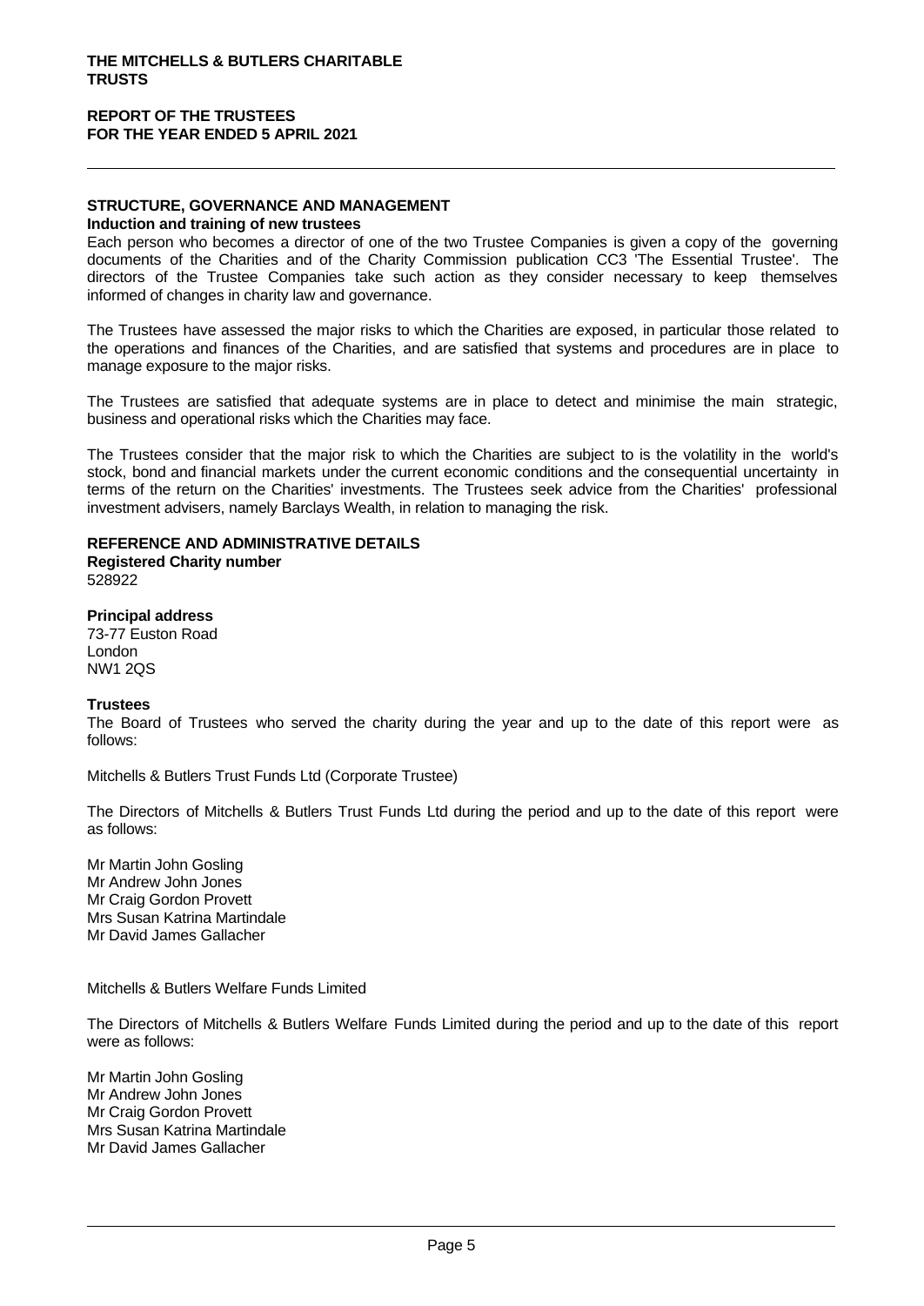**THE MITCHELLS & BUTLERS CHARITABLE TRUSTS**

**REPORT OF THE TRUSTEES**
**FOR THE YEAR ENDED 5 APRIL 2021**

## STRUCTURE, GOVERNANCE AND MANAGEMENT

**Induction and training of new trustees**

Each person who becomes a director of one of the two Trustee Companies is given a copy of the governing documents of the Charities and of the Charity Commission publication CC3 'The Essential Trustee'. The directors of the Trustee Companies take such action as they consider necessary to keep themselves informed of changes in charity law and governance.

The Trustees have assessed the major risks to which the Charities are exposed, in particular those related to the operations and finances of the Charities, and are satisfied that systems and procedures are in place to manage exposure to the major risks.

The Trustees are satisfied that adequate systems are in place to detect and minimise the main strategic, business and operational risks which the Charities may face.

The Trustees consider that the major risk to which the Charities are subject to is the volatility in the world's stock, bond and financial markets under the current economic conditions and the consequential uncertainty in terms of the return on the Charities' investments. The Trustees seek advice from the Charities' professional investment advisers, namely Barclays Wealth, in relation to managing the risk.

## REFERENCE AND ADMINISTRATIVE DETAILS

**Registered Charity number**
528922

**Principal address**
73-77 Euston Road
London
NW1 2QS

**Trustees**

The Board of Trustees who served the charity during the year and up to the date of this report were as follows:

Mitchells & Butlers Trust Funds Ltd (Corporate Trustee)

The Directors of Mitchells & Butlers Trust Funds Ltd during the period and up to the date of this report were as follows:

Mr Martin John Gosling
Mr Andrew John Jones
Mr Craig Gordon Provett
Mrs Susan Katrina Martindale
Mr David James Gallacher

Mitchells & Butlers Welfare Funds Limited

The Directors of Mitchells & Butlers Welfare Funds Limited during the period and up to the date of this report were as follows:

Mr Martin John Gosling
Mr Andrew John Jones
Mr Craig Gordon Provett
Mrs Susan Katrina Martindale
Mr David James Gallacher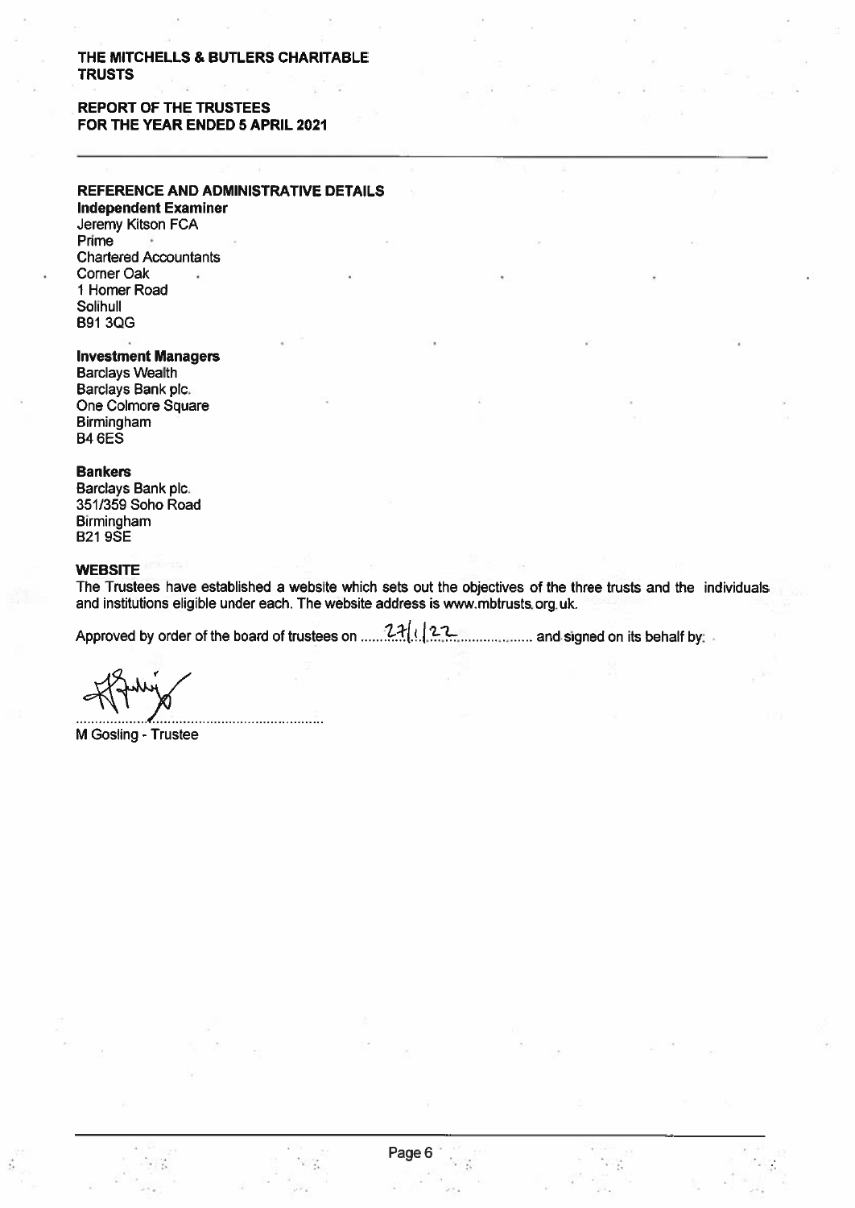**THE MITCHELLS & BUTLERS CHARITABLE TRUSTS**

**REPORT OF THE TRUSTEES FOR THE YEAR ENDED 5 APRIL 2021**

## REFERENCE AND ADMINISTRATIVE DETAILS

**Independent Examiner**
Jeremy Kitson FCA
Prime
Chartered Accountants
Corner Oak
1 Homer Road
Solihull
B91 3QG

**Investment Managers**
Barclays Wealth
Barclays Bank plc.
One Colmore Square
Birmingham
B4 6ES

**Bankers**
Barclays Bank plc.
351/359 Soho Road
Birmingham
B21 9SE

## WEBSITE

The Trustees have established a website which sets out the objectives of the three trusts and the individuals and institutions eligible under each. The website address is www.mbtrusts.org.uk.

Approved by order of the board of trustees on 27/1/22 and signed on its behalf by:

........................................................

M Gosling - Trustee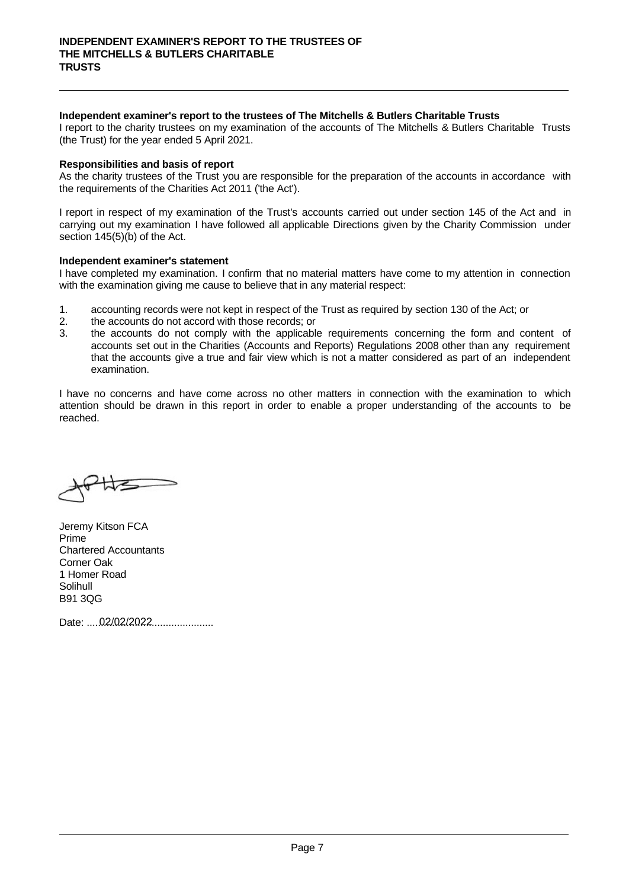# INDEPENDENT EXAMINER'S REPORT TO THE TRUSTEES OF THE MITCHELLS & BUTLERS CHARITABLE TRUSTS

**Independent examiner's report to the trustees of The Mitchells & Butlers Charitable Trusts**

I report to the charity trustees on my examination of the accounts of The Mitchells & Butlers Charitable Trusts (the Trust) for the year ended 5 April 2021.

**Responsibilities and basis of report**

As the charity trustees of the Trust you are responsible for the preparation of the accounts in accordance with the requirements of the Charities Act 2011 ('the Act').

I report in respect of my examination of the Trust's accounts carried out under section 145 of the Act and in carrying out my examination I have followed all applicable Directions given by the Charity Commission under section 145(5)(b) of the Act.

**Independent examiner's statement**

I have completed my examination. I confirm that no material matters have come to my attention in connection with the examination giving me cause to believe that in any material respect:

1. accounting records were not kept in respect of the Trust as required by section 130 of the Act; or
2. the accounts do not accord with those records; or
3. the accounts do not comply with the applicable requirements concerning the form and content of accounts set out in the Charities (Accounts and Reports) Regulations 2008 other than any requirement that the accounts give a true and fair view which is not a matter considered as part of an independent examination.

I have no concerns and have come across no other matters in connection with the examination to which attention should be drawn in this report in order to enable a proper understanding of the accounts to be reached.

Jeremy Kitson FCA
Prime
Chartered Accountants
Corner Oak
1 Homer Road
Solihull
B91 3QG

Date: 02/02/2022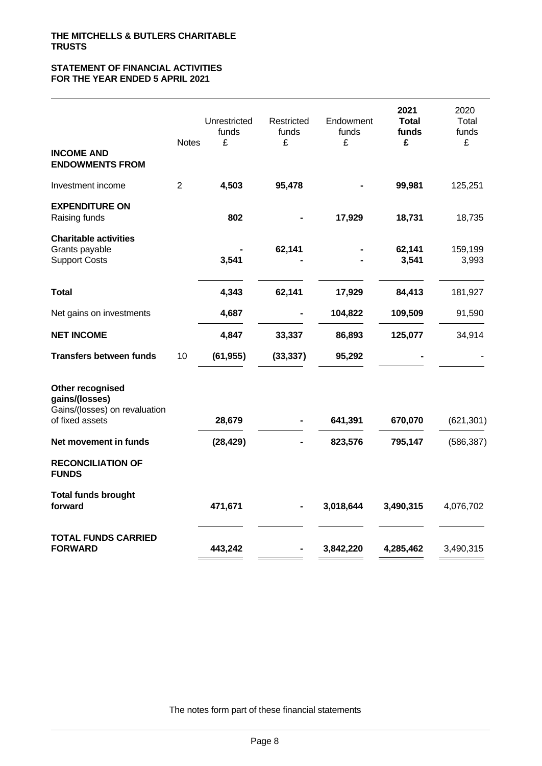**THE MITCHELLS & BUTLERS CHARITABLE TRUSTS**

**STATEMENT OF FINANCIAL ACTIVITIES**
**FOR THE YEAR ENDED 5 APRIL 2021**

| | Notes | Unrestricted funds £ | Restricted funds £ | Endowment funds £ | **2021 Total funds £** | 2020 Total funds £ |
|---|---|---|---|---|---|---|
| **INCOME AND ENDOWMENTS FROM** | | | | | | |
| Investment income | 2 | **4,503** | **95,478** | **-** | **99,981** | 125,251 |
| **EXPENDITURE ON** | | | | | | |
| Raising funds | | **802** | **-** | **17,929** | **18,731** | 18,735 |
| **Charitable activities** | | | | | | |
| Grants payable | | **-** | **62,141** | **-** | **62,141** | 159,199 |
| Support Costs | | **3,541** | **-** | **-** | **3,541** | 3,993 |
| **Total** | | **4,343** | **62,141** | **17,929** | **84,413** | 181,927 |
| Net gains on investments | | **4,687** | **-** | **104,822** | **109,509** | 91,590 |
| **NET INCOME** | | **4,847** | **33,337** | **86,893** | **125,077** | 34,914 |
| **Transfers between funds** | 10 | **(61,955)** | **(33,337)** | **95,292** | **-** | - |
| **Other recognised gains/(losses)** | | | | | | |
| Gains/(losses) on revaluation of fixed assets | | **28,679** | **-** | **641,391** | **670,070** | (621,301) |
| **Net movement in funds** | | **(28,429)** | **-** | **823,576** | **795,147** | (586,387) |
| **RECONCILIATION OF FUNDS** | | | | | | |
| **Total funds brought forward** | | **471,671** | **-** | **3,018,644** | **3,490,315** | 4,076,702 |
| **TOTAL FUNDS CARRIED FORWARD** | | **443,242** | **-** | **3,842,220** | **4,285,462** | 3,490,315 |

The notes form part of these financial statements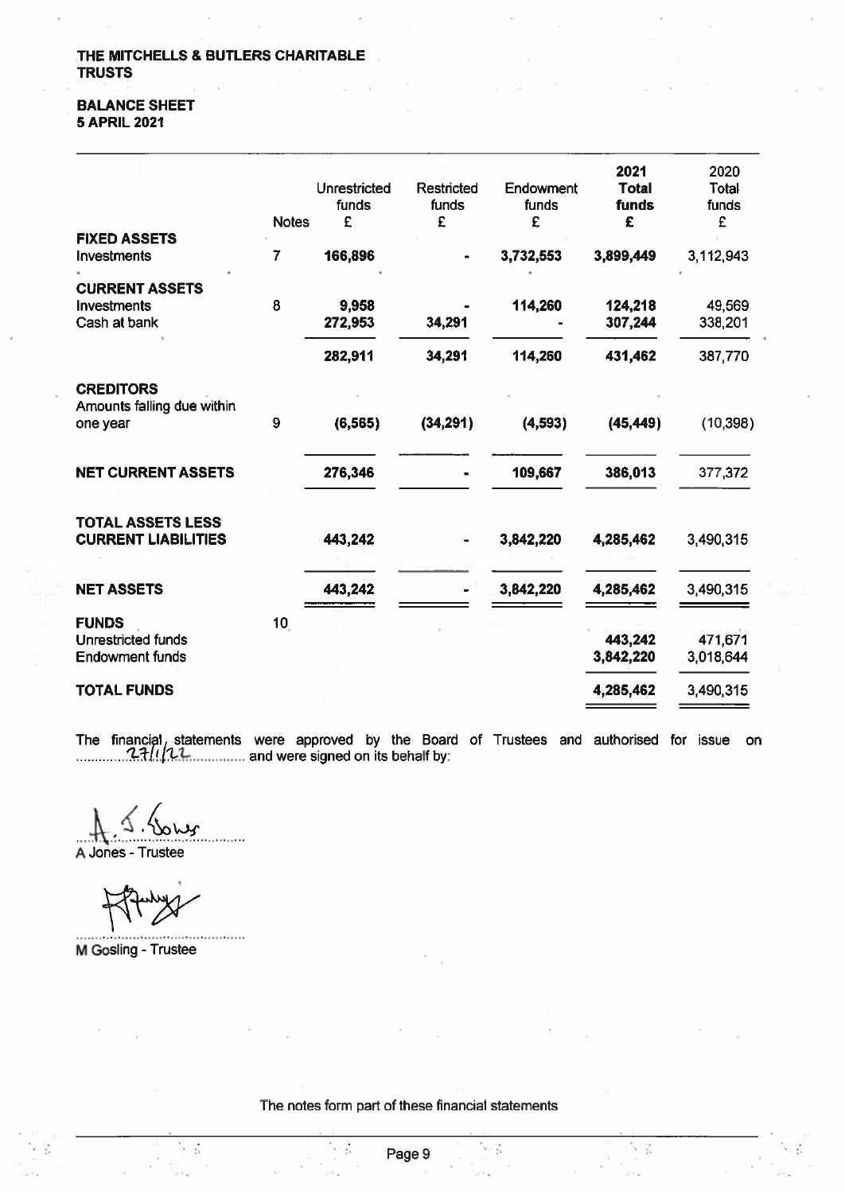**THE MITCHELLS & BUTLERS CHARITABLE TRUSTS**

**BALANCE SHEET**
**5 APRIL 2021**

| | Notes | Unrestricted funds £ | Restricted funds £ | Endowment funds £ | 2021 Total funds £ | 2020 Total funds £ |
|---|---|---|---|---|---|---|
| **FIXED ASSETS** | | | | | | |
| Investments | 7 | **166,896** | **-** | **3,732,553** | **3,899,449** | 3,112,943 |
| **CURRENT ASSETS** | | | | | | |
| Investments | 8 | **9,958** | **-** | **114,260** | **124,218** | 49,569 |
| Cash at bank | | **272,953** | **34,291** | **-** | **307,244** | 338,201 |
| | | **282,911** | **34,291** | **114,260** | **431,462** | 387,770 |
| **CREDITORS** | | | | | | |
| Amounts falling due within one year | 9 | **(6,565)** | **(34,291)** | **(4,593)** | **(45,449)** | (10,398) |
| **NET CURRENT ASSETS** | | **276,346** | **-** | **109,667** | **386,013** | 377,372 |
| **TOTAL ASSETS LESS CURRENT LIABILITIES** | | **443,242** | **-** | **3,842,220** | **4,285,462** | 3,490,315 |
| **NET ASSETS** | | **443,242** | **-** | **3,842,220** | **4,285,462** | 3,490,315 |
| **FUNDS** | 10 | | | | | |
| Unrestricted funds | | | | | **443,242** | 471,671 |
| Endowment funds | | | | | **3,842,220** | 3,018,644 |
| **TOTAL FUNDS** | | | | | **4,285,462** | 3,490,315 |

The financial statements were approved by the Board of Trustees and authorised for issue on 27/1/22 and were signed on its behalf by:

A Jones - Trustee

M Gosling - Trustee

The notes form part of these financial statements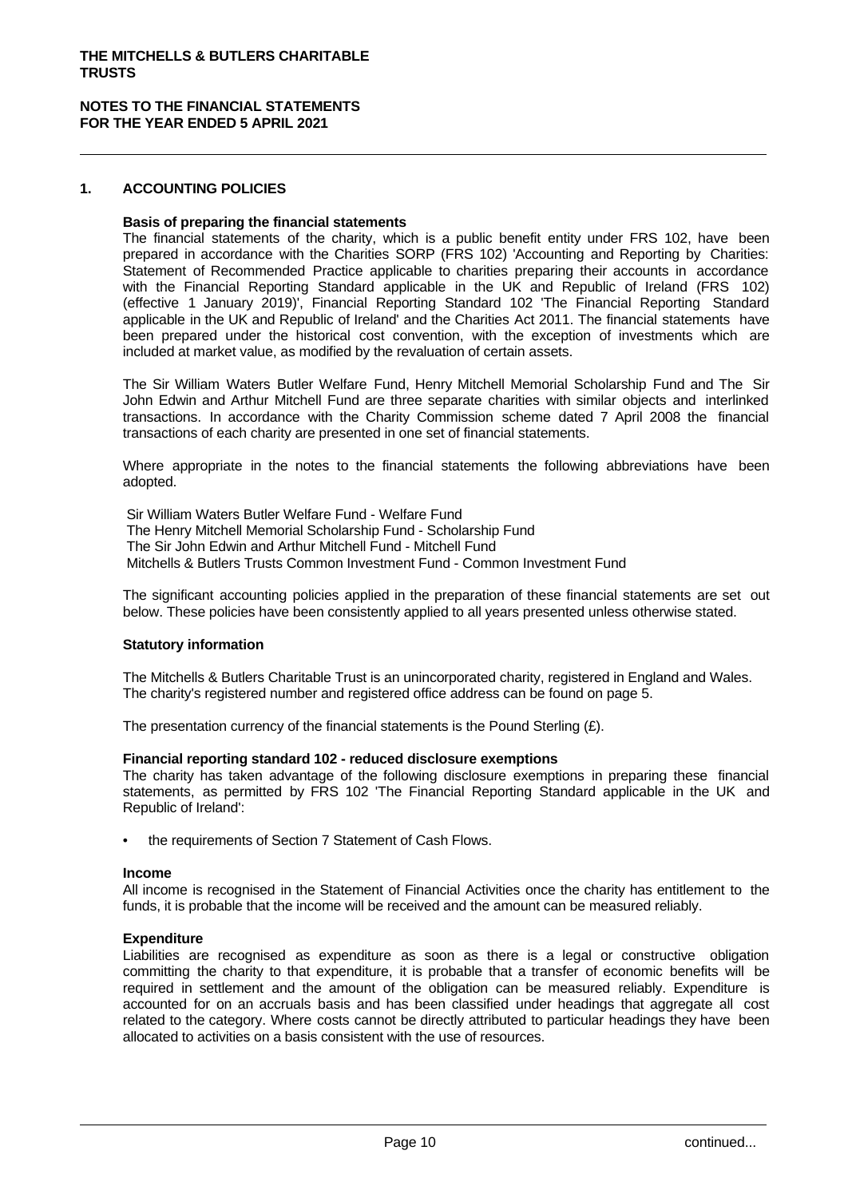**THE MITCHELLS & BUTLERS CHARITABLE TRUSTS**

**NOTES TO THE FINANCIAL STATEMENTS FOR THE YEAR ENDED 5 APRIL 2021**

## 1. ACCOUNTING POLICIES

**Basis of preparing the financial statements**

The financial statements of the charity, which is a public benefit entity under FRS 102, have been prepared in accordance with the Charities SORP (FRS 102) 'Accounting and Reporting by Charities: Statement of Recommended Practice applicable to charities preparing their accounts in accordance with the Financial Reporting Standard applicable in the UK and Republic of Ireland (FRS 102) (effective 1 January 2019)', Financial Reporting Standard 102 'The Financial Reporting Standard applicable in the UK and Republic of Ireland' and the Charities Act 2011. The financial statements have been prepared under the historical cost convention, with the exception of investments which are included at market value, as modified by the revaluation of certain assets.

The Sir William Waters Butler Welfare Fund, Henry Mitchell Memorial Scholarship Fund and The Sir John Edwin and Arthur Mitchell Fund are three separate charities with similar objects and interlinked transactions. In accordance with the Charity Commission scheme dated 7 April 2008 the financial transactions of each charity are presented in one set of financial statements.

Where appropriate in the notes to the financial statements the following abbreviations have been adopted.

Sir William Waters Butler Welfare Fund - Welfare Fund
The Henry Mitchell Memorial Scholarship Fund - Scholarship Fund
The Sir John Edwin and Arthur Mitchell Fund - Mitchell Fund
Mitchells & Butlers Trusts Common Investment Fund - Common Investment Fund

The significant accounting policies applied in the preparation of these financial statements are set out below. These policies have been consistently applied to all years presented unless otherwise stated.

**Statutory information**

The Mitchells & Butlers Charitable Trust is an unincorporated charity, registered in England and Wales. The charity's registered number and registered office address can be found on page 5.

The presentation currency of the financial statements is the Pound Sterling (£).

**Financial reporting standard 102 - reduced disclosure exemptions**

The charity has taken advantage of the following disclosure exemptions in preparing these financial statements, as permitted by FRS 102 'The Financial Reporting Standard applicable in the UK and Republic of Ireland':

- the requirements of Section 7 Statement of Cash Flows.

**Income**

All income is recognised in the Statement of Financial Activities once the charity has entitlement to the funds, it is probable that the income will be received and the amount can be measured reliably.

**Expenditure**

Liabilities are recognised as expenditure as soon as there is a legal or constructive obligation committing the charity to that expenditure, it is probable that a transfer of economic benefits will be required in settlement and the amount of the obligation can be measured reliably. Expenditure is accounted for on an accruals basis and has been classified under headings that aggregate all cost related to the category. Where costs cannot be directly attributed to particular headings they have been allocated to activities on a basis consistent with the use of resources.

continued...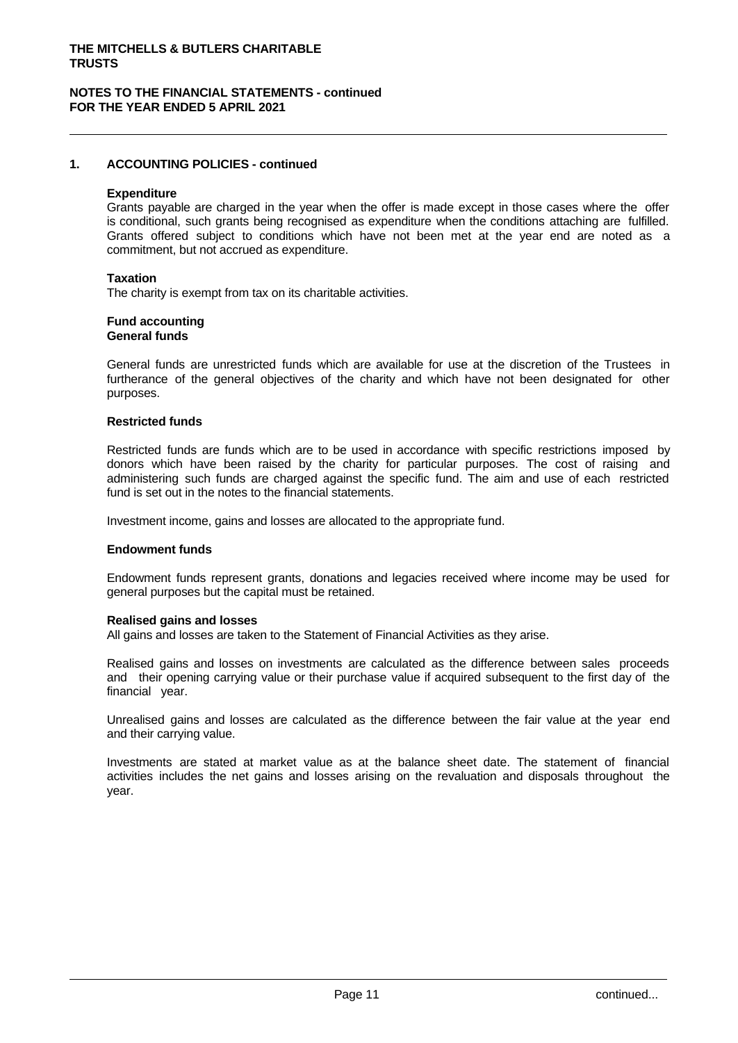## 1. ACCOUNTING POLICIES - continued

**Expenditure**

Grants payable are charged in the year when the offer is made except in those cases where the offer is conditional, such grants being recognised as expenditure when the conditions attaching are fulfilled. Grants offered subject to conditions which have not been met at the year end are noted as a commitment, but not accrued as expenditure.

**Taxation**

The charity is exempt from tax on its charitable activities.

**Fund accounting**
**General funds**

General funds are unrestricted funds which are available for use at the discretion of the Trustees in furtherance of the general objectives of the charity and which have not been designated for other purposes.

**Restricted funds**

Restricted funds are funds which are to be used in accordance with specific restrictions imposed by donors which have been raised by the charity for particular purposes. The cost of raising and administering such funds are charged against the specific fund. The aim and use of each restricted fund is set out in the notes to the financial statements.

Investment income, gains and losses are allocated to the appropriate fund.

**Endowment funds**

Endowment funds represent grants, donations and legacies received where income may be used for general purposes but the capital must be retained.

**Realised gains and losses**

All gains and losses are taken to the Statement of Financial Activities as they arise.

Realised gains and losses on investments are calculated as the difference between sales proceeds and their opening carrying value or their purchase value if acquired subsequent to the first day of the financial year.

Unrealised gains and losses are calculated as the difference between the fair value at the year end and their carrying value.

Investments are stated at market value as at the balance sheet date. The statement of financial activities includes the net gains and losses arising on the revaluation and disposals throughout the year.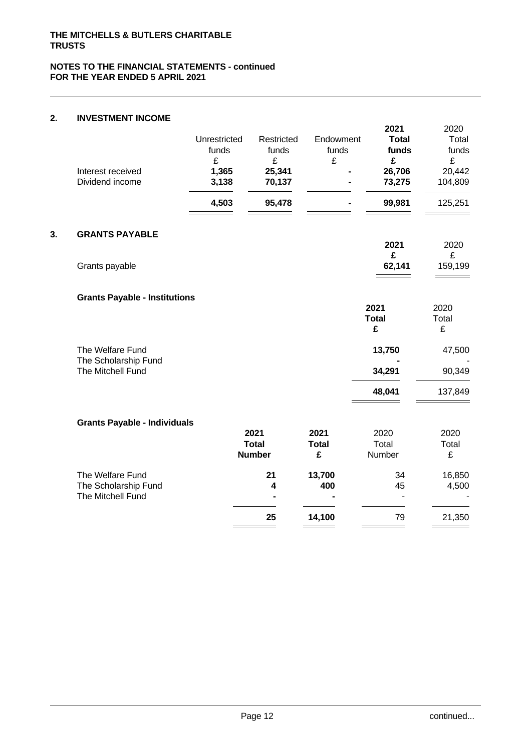## NOTES TO THE FINANCIAL STATEMENTS - continued
## FOR THE YEAR ENDED 5 APRIL 2021

### 2. INVESTMENT INCOME

| | Unrestricted funds | Restricted funds | Endowment funds | **2021 Total funds** | 2020 Total funds |
|---|---|---|---|---|---|
| | £ | £ | £ | **£** | £ |
| Interest received | **1,365** | **25,341** | **-** | **26,706** | 20,442 |
| Dividend income | **3,138** | **70,137** | **-** | **73,275** | 104,809 |
| | **4,503** | **95,478** | **-** | **99,981** | 125,251 |

### 3. GRANTS PAYABLE

| | **2021** | 2020 |
|---|---|---|
| | **£** | £ |
| Grants payable | **62,141** | 159,199 |

**Grants Payable - Institutions**

| | **2021 Total** | 2020 Total |
|---|---|---|
| | **£** | £ |
| The Welfare Fund | **13,750** | 47,500 |
| The Scholarship Fund | **-** | - |
| The Mitchell Fund | **34,291** | 90,349 |
| | **48,041** | 137,849 |

**Grants Payable - Individuals**

| | **2021 Total Number** | **2021 Total £** | 2020 Total Number | 2020 Total £ |
|---|---|---|---|---|
| The Welfare Fund | **21** | **13,700** | 34 | 16,850 |
| The Scholarship Fund | **4** | **400** | 45 | 4,500 |
| The Mitchell Fund | **-** | **-** | - | - |
| | **25** | **14,100** | 79 | 21,350 |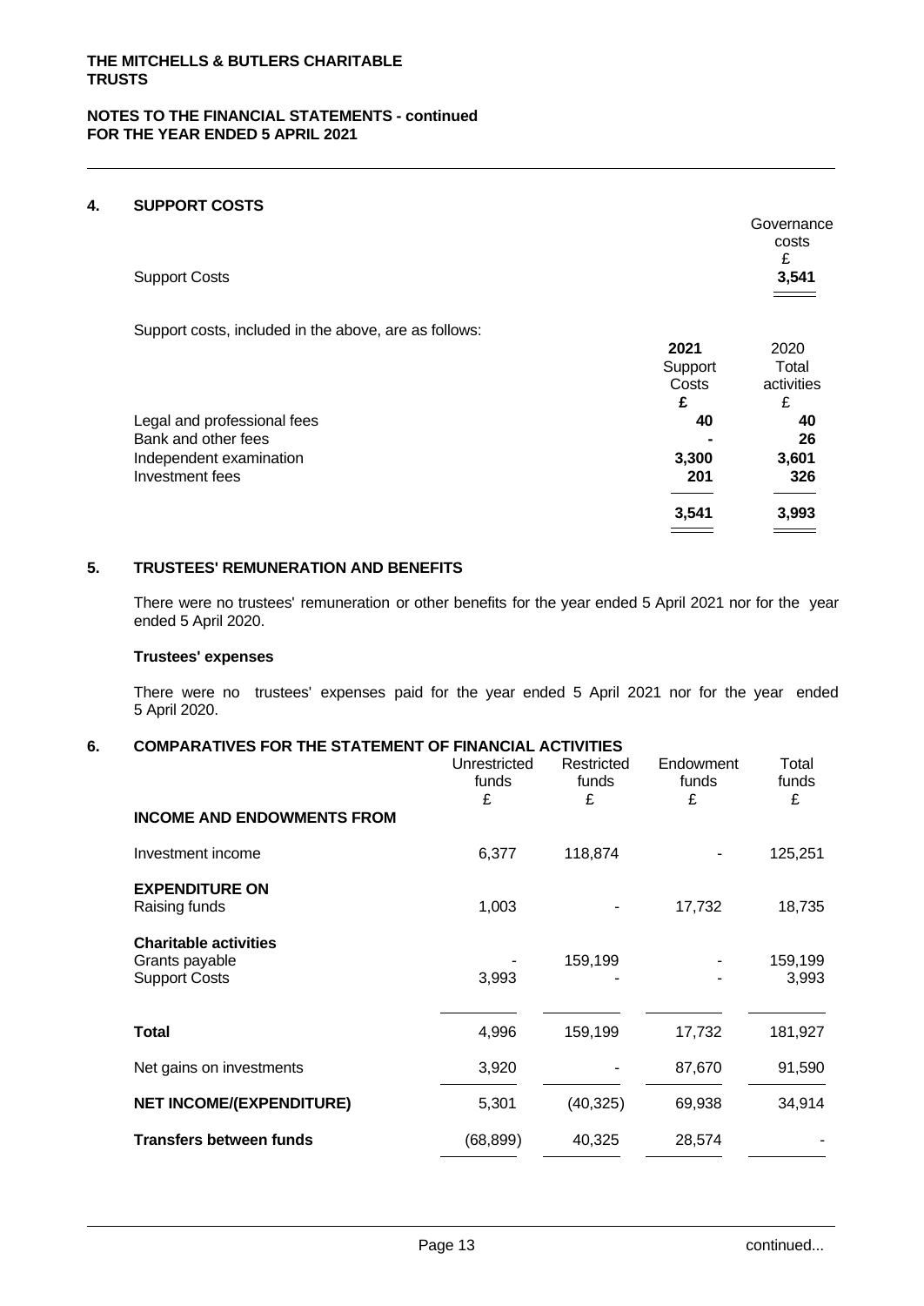## 4. SUPPORT COSTS

| | Governance costs £ |
|---|---|
| Support Costs | **3,541** |

Support costs, included in the above, are as follows:

| | **2021 Support Costs £** | 2020 Total activities £ |
|---|---|---|
| Legal and professional fees | **40** | **40** |
| Bank and other fees | **-** | **26** |
| Independent examination | **3,300** | **3,601** |
| Investment fees | **201** | **326** |
| | **3,541** | **3,993** |

## 5. TRUSTEES' REMUNERATION AND BENEFITS

There were no trustees' remuneration or other benefits for the year ended 5 April 2021 nor for the year ended 5 April 2020.

**Trustees' expenses**

There were no trustees' expenses paid for the year ended 5 April 2021 nor for the year ended 5 April 2020.

## 6. COMPARATIVES FOR THE STATEMENT OF FINANCIAL ACTIVITIES

| | Unrestricted funds £ | Restricted funds £ | Endowment funds £ | Total funds £ |
|---|---|---|---|---|
| **INCOME AND ENDOWMENTS FROM** | | | | |
| Investment income | 6,377 | 118,874 | - | 125,251 |
| **EXPENDITURE ON** | | | | |
| Raising funds | 1,003 | - | 17,732 | 18,735 |
| **Charitable activities** | | | | |
| Grants payable | - | 159,199 | - | 159,199 |
| Support Costs | 3,993 | - | - | 3,993 |
| **Total** | 4,996 | 159,199 | 17,732 | 181,927 |
| Net gains on investments | 3,920 | - | 87,670 | 91,590 |
| **NET INCOME/(EXPENDITURE)** | 5,301 | (40,325) | 69,938 | 34,914 |
| **Transfers between funds** | (68,899) | 40,325 | 28,574 | - |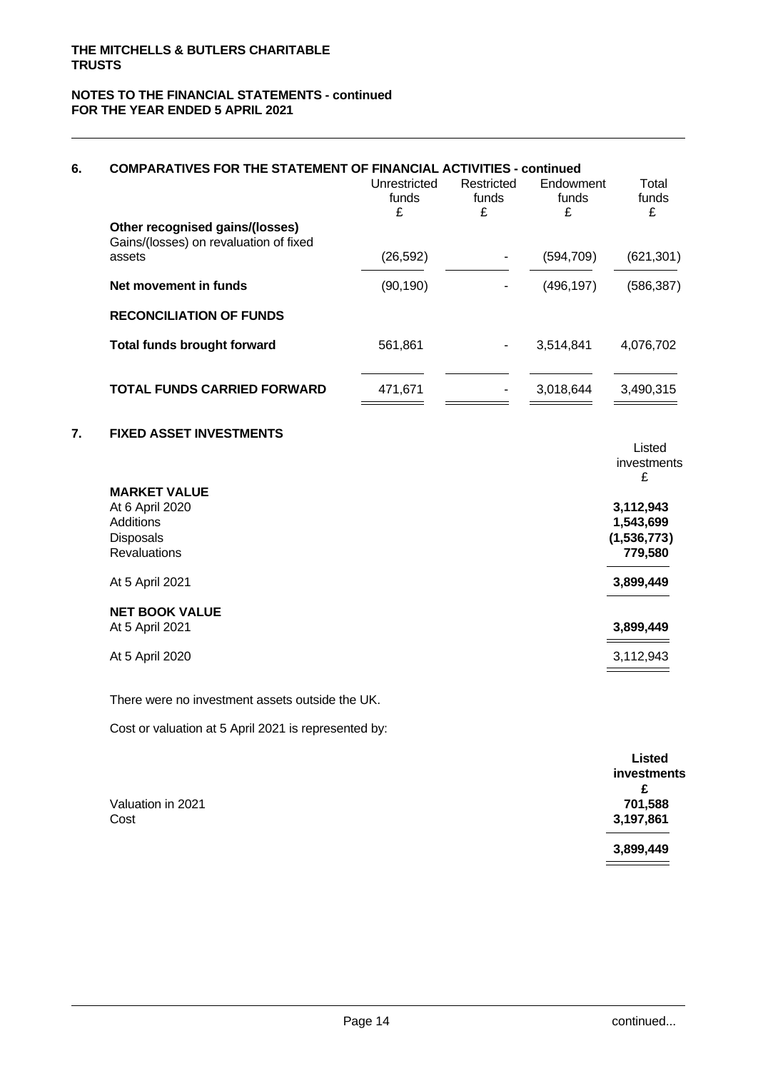## 6. COMPARATIVES FOR THE STATEMENT OF FINANCIAL ACTIVITIES - continued

| | Unrestricted funds £ | Restricted funds £ | Endowment funds £ | Total funds £ |
|---|---|---|---|---|
| **Other recognised gains/(losses)** | | | | |
| Gains/(losses) on revaluation of fixed assets | (26,592) | - | (594,709) | (621,301) |
| **Net movement in funds** | (90,190) | - | (496,197) | (586,387) |
| **RECONCILIATION OF FUNDS** | | | | |
| **Total funds brought forward** | 561,861 | - | 3,514,841 | 4,076,702 |
| **TOTAL FUNDS CARRIED FORWARD** | 471,671 | - | 3,018,644 | 3,490,315 |

## 7. FIXED ASSET INVESTMENTS

| | Listed investments £ |
|---|---|
| **MARKET VALUE** | |
| At 6 April 2020 | **3,112,943** |
| Additions | **1,543,699** |
| Disposals | **(1,536,773)** |
| Revaluations | **779,580** |
| At 5 April 2021 | **3,899,449** |
| **NET BOOK VALUE** | |
| At 5 April 2021 | **3,899,449** |
| At 5 April 2020 | 3,112,943 |

There were no investment assets outside the UK.

Cost or valuation at 5 April 2021 is represented by:

| | **Listed investments £** |
|---|---|
| Valuation in 2021 | **701,588** |
| Cost | **3,197,861** |
| | **3,899,449** |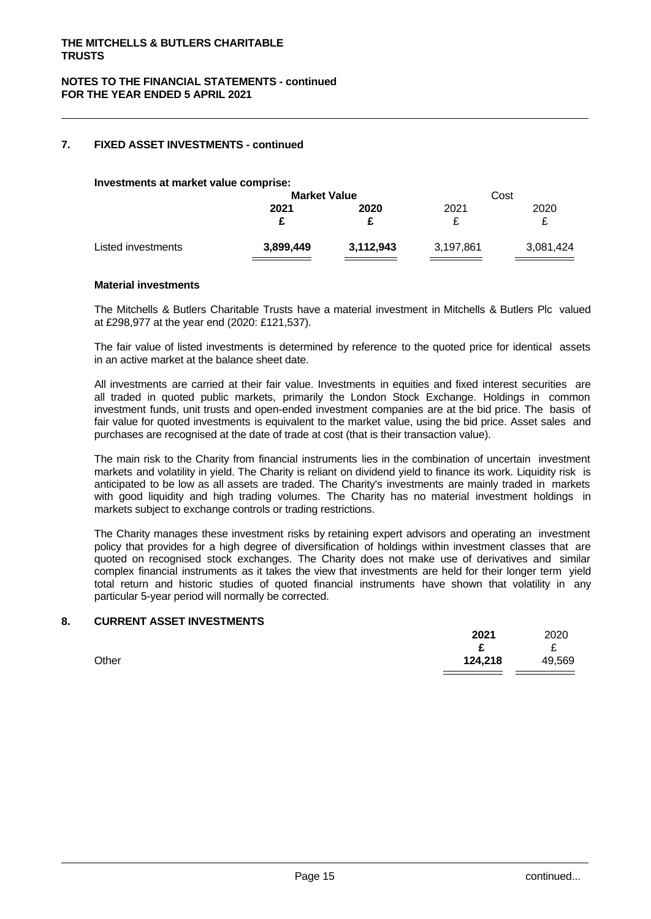## 7. FIXED ASSET INVESTMENTS - continued

**Investments at market value comprise:**

| | Market Value | | Cost | |
|---|---|---|---|---|
| | **2021** | **2020** | 2021 | 2020 |
| | **£** | **£** | £ | £ |
| Listed investments | **3,899,449** | **3,112,943** | 3,197,861 | 3,081,424 |

**Material investments**

The Mitchells & Butlers Charitable Trusts have a material investment in Mitchells & Butlers Plc valued at £298,977 at the year end (2020: £121,537).

The fair value of listed investments is determined by reference to the quoted price for identical assets in an active market at the balance sheet date.

All investments are carried at their fair value. Investments in equities and fixed interest securities are all traded in quoted public markets, primarily the London Stock Exchange. Holdings in common investment funds, unit trusts and open-ended investment companies are at the bid price. The basis of fair value for quoted investments is equivalent to the market value, using the bid price. Asset sales and purchases are recognised at the date of trade at cost (that is their transaction value).

The main risk to the Charity from financial instruments lies in the combination of uncertain investment markets and volatility in yield. The Charity is reliant on dividend yield to finance its work. Liquidity risk is anticipated to be low as all assets are traded. The Charity's investments are mainly traded in markets with good liquidity and high trading volumes. The Charity has no material investment holdings in markets subject to exchange controls or trading restrictions.

The Charity manages these investment risks by retaining expert advisors and operating an investment policy that provides for a high degree of diversification of holdings within investment classes that are quoted on recognised stock exchanges. The Charity does not make use of derivatives and similar complex financial instruments as it takes the view that investments are held for their longer term yield total return and historic studies of quoted financial instruments have shown that volatility in any particular 5-year period will normally be corrected.

## 8. CURRENT ASSET INVESTMENTS

| | **2021** | 2020 |
|---|---|---|
| | **£** | £ |
| Other | **124,218** | 49,569 |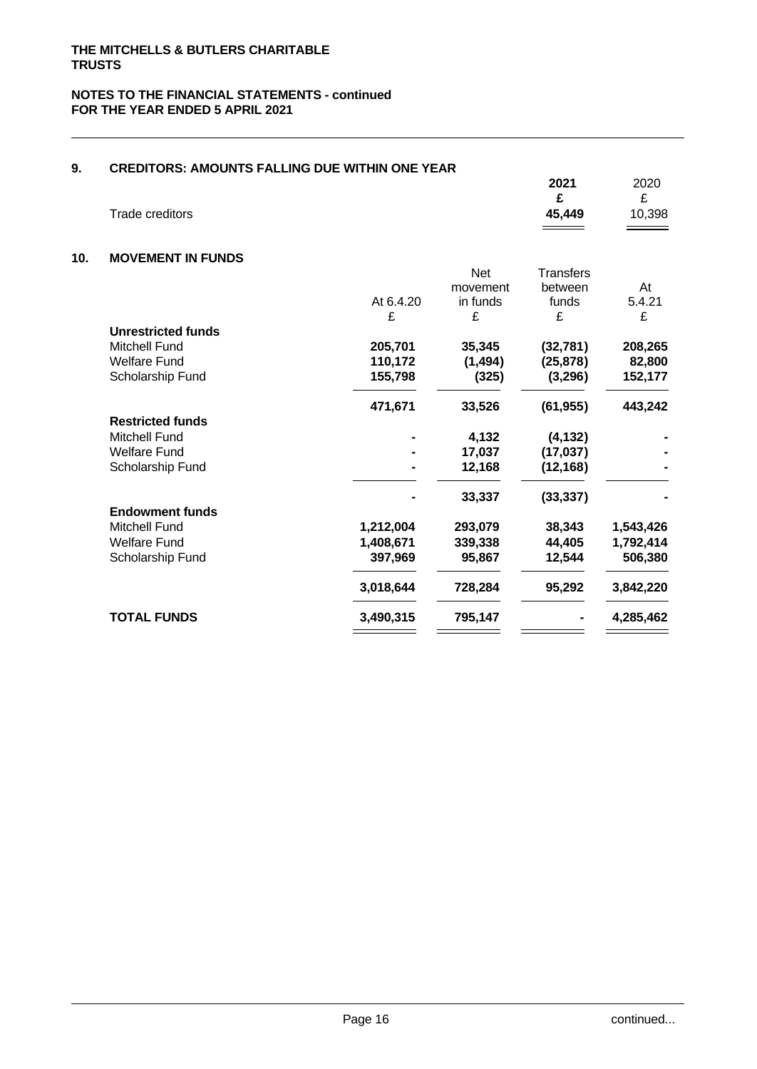## 9. CREDITORS: AMOUNTS FALLING DUE WITHIN ONE YEAR

| | 2021 | 2020 |
|---|---|---|
| | £ | £ |
| Trade creditors | **45,449** | 10,398 |

## 10. MOVEMENT IN FUNDS

| | At 6.4.20 | Net movement in funds | Transfers between funds | At 5.4.21 |
|---|---|---|---|---|
| | £ | £ | £ | £ |
| **Unrestricted funds** | | | | |
| Mitchell Fund | **205,701** | **35,345** | **(32,781)** | **208,265** |
| Welfare Fund | **110,172** | **(1,494)** | **(25,878)** | **82,800** |
| Scholarship Fund | **155,798** | **(325)** | **(3,296)** | **152,177** |
| | **471,671** | **33,526** | **(61,955)** | **443,242** |
| **Restricted funds** | | | | |
| Mitchell Fund | **-** | **4,132** | **(4,132)** | **-** |
| Welfare Fund | **-** | **17,037** | **(17,037)** | **-** |
| Scholarship Fund | **-** | **12,168** | **(12,168)** | **-** |
| | **-** | **33,337** | **(33,337)** | **-** |
| **Endowment funds** | | | | |
| Mitchell Fund | **1,212,004** | **293,079** | **38,343** | **1,543,426** |
| Welfare Fund | **1,408,671** | **339,338** | **44,405** | **1,792,414** |
| Scholarship Fund | **397,969** | **95,867** | **12,544** | **506,380** |
| | **3,018,644** | **728,284** | **95,292** | **3,842,220** |
| **TOTAL FUNDS** | **3,490,315** | **795,147** | **-** | **4,285,462** |

continued...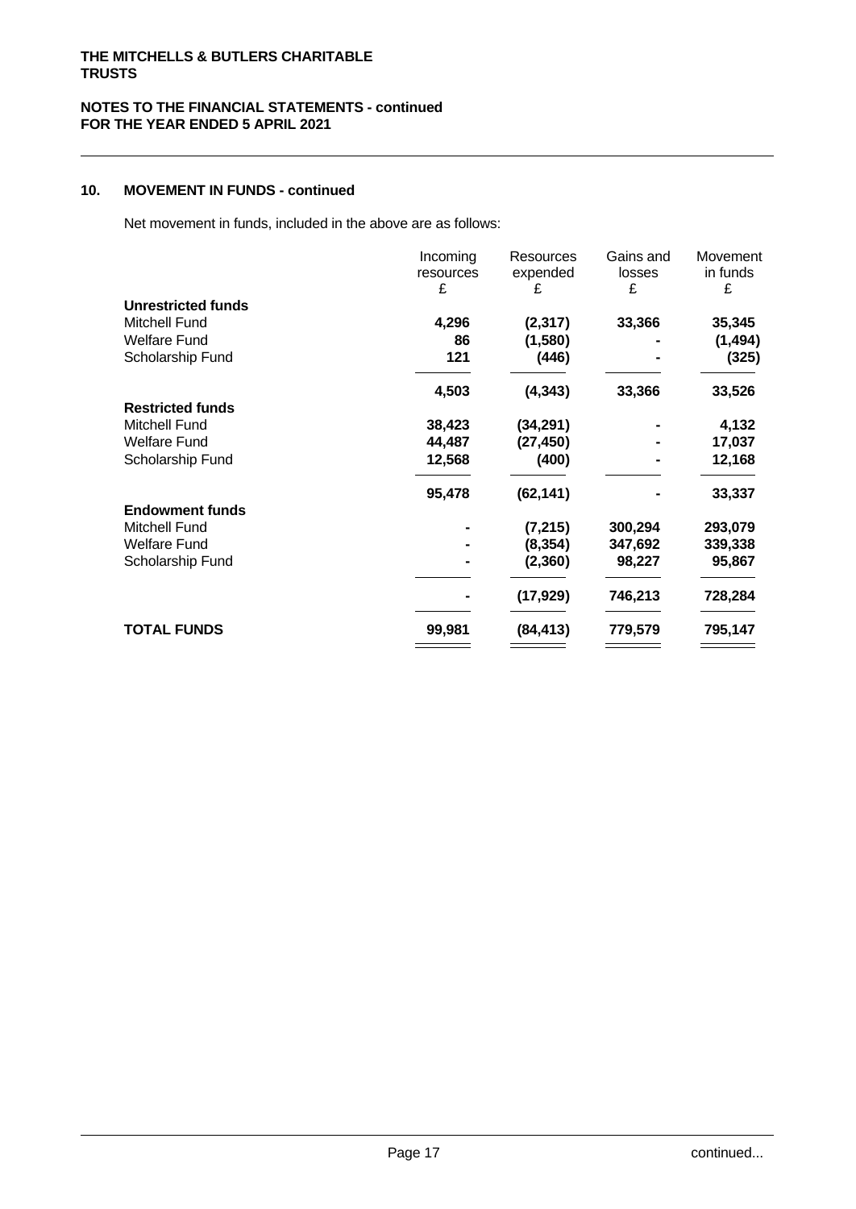**THE MITCHELLS & BUTLERS CHARITABLE TRUSTS**

**NOTES TO THE FINANCIAL STATEMENTS - continued**
**FOR THE YEAR ENDED 5 APRIL 2021**

## 10. MOVEMENT IN FUNDS - continued

Net movement in funds, included in the above are as follows:

| | Incoming resources £ | Resources expended £ | Gains and losses £ | Movement in funds £ |
|---|---|---|---|---|
| **Unrestricted funds** | | | | |
| Mitchell Fund | **4,296** | **(2,317)** | **33,366** | **35,345** |
| Welfare Fund | **86** | **(1,580)** | **-** | **(1,494)** |
| Scholarship Fund | **121** | **(446)** | **-** | **(325)** |
| | **4,503** | **(4,343)** | **33,366** | **33,526** |
| **Restricted funds** | | | | |
| Mitchell Fund | **38,423** | **(34,291)** | **-** | **4,132** |
| Welfare Fund | **44,487** | **(27,450)** | **-** | **17,037** |
| Scholarship Fund | **12,568** | **(400)** | **-** | **12,168** |
| | **95,478** | **(62,141)** | **-** | **33,337** |
| **Endowment funds** | | | | |
| Mitchell Fund | **-** | **(7,215)** | **300,294** | **293,079** |
| Welfare Fund | **-** | **(8,354)** | **347,692** | **339,338** |
| Scholarship Fund | **-** | **(2,360)** | **98,227** | **95,867** |
| | **-** | **(17,929)** | **746,213** | **728,284** |
| **TOTAL FUNDS** | **99,981** | **(84,413)** | **779,579** | **795,147** |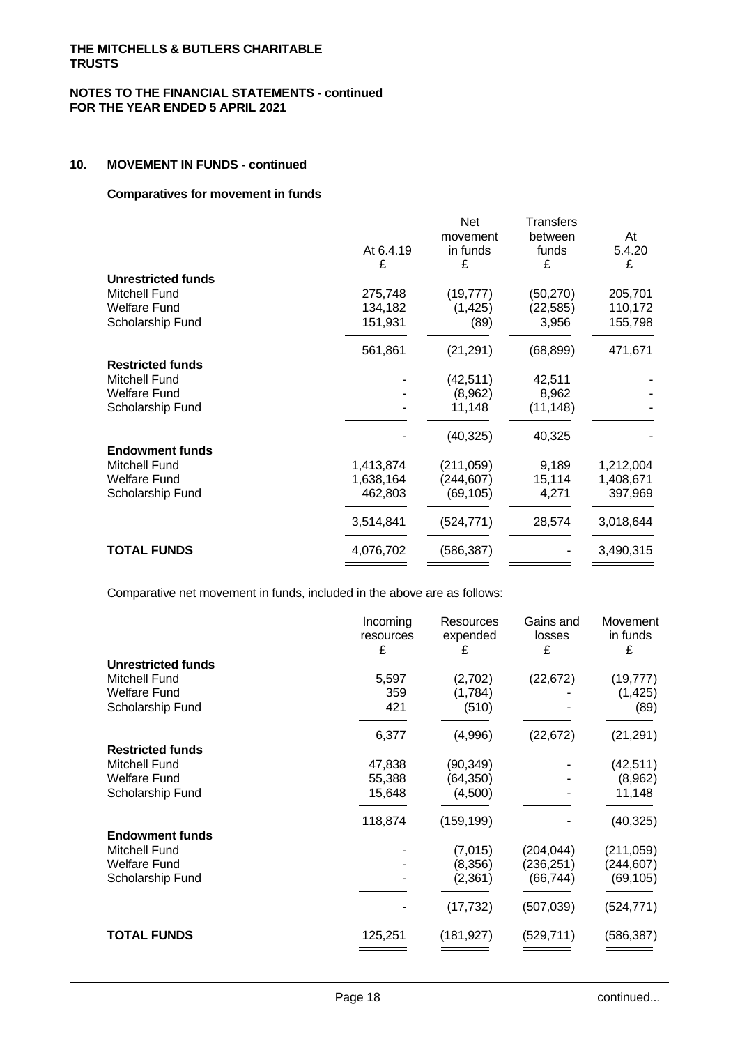## 10. MOVEMENT IN FUNDS - continued

### Comparatives for movement in funds

| | At 6.4.19 £ | Net movement in funds £ | Transfers between funds £ | At 5.4.20 £ |
|---|---|---|---|---|
| **Unrestricted funds** | | | | |
| Mitchell Fund | 275,748 | (19,777) | (50,270) | 205,701 |
| Welfare Fund | 134,182 | (1,425) | (22,585) | 110,172 |
| Scholarship Fund | 151,931 | (89) | 3,956 | 155,798 |
| | 561,861 | (21,291) | (68,899) | 471,671 |
| **Restricted funds** | | | | |
| Mitchell Fund | - | (42,511) | 42,511 | - |
| Welfare Fund | - | (8,962) | 8,962 | - |
| Scholarship Fund | - | 11,148 | (11,148) | - |
| | - | (40,325) | 40,325 | - |
| **Endowment funds** | | | | |
| Mitchell Fund | 1,413,874 | (211,059) | 9,189 | 1,212,004 |
| Welfare Fund | 1,638,164 | (244,607) | 15,114 | 1,408,671 |
| Scholarship Fund | 462,803 | (69,105) | 4,271 | 397,969 |
| | 3,514,841 | (524,771) | 28,574 | 3,018,644 |
| **TOTAL FUNDS** | 4,076,702 | (586,387) | - | 3,490,315 |

Comparative net movement in funds, included in the above are as follows:

| | Incoming resources £ | Resources expended £ | Gains and losses £ | Movement in funds £ |
|---|---|---|---|---|
| **Unrestricted funds** | | | | |
| Mitchell Fund | 5,597 | (2,702) | (22,672) | (19,777) |
| Welfare Fund | 359 | (1,784) | - | (1,425) |
| Scholarship Fund | 421 | (510) | - | (89) |
| | 6,377 | (4,996) | (22,672) | (21,291) |
| **Restricted funds** | | | | |
| Mitchell Fund | 47,838 | (90,349) | - | (42,511) |
| Welfare Fund | 55,388 | (64,350) | - | (8,962) |
| Scholarship Fund | 15,648 | (4,500) | - | 11,148 |
| | 118,874 | (159,199) | - | (40,325) |
| **Endowment funds** | | | | |
| Mitchell Fund | - | (7,015) | (204,044) | (211,059) |
| Welfare Fund | - | (8,356) | (236,251) | (244,607) |
| Scholarship Fund | - | (2,361) | (66,744) | (69,105) |
| | - | (17,732) | (507,039) | (524,771) |
| **TOTAL FUNDS** | 125,251 | (181,927) | (529,711) | (586,387) |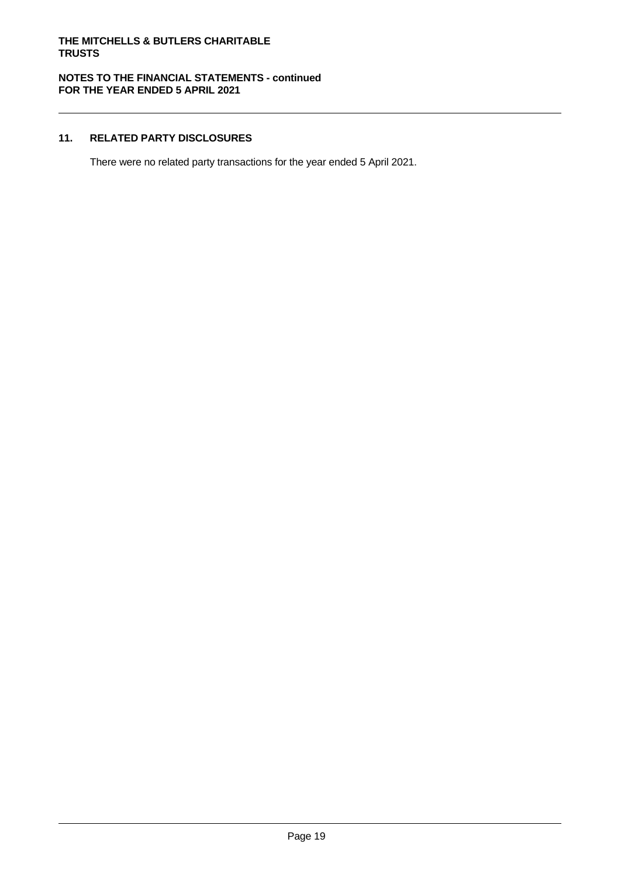## 11. RELATED PARTY DISCLOSURES

There were no related party transactions for the year ended 5 April 2021.